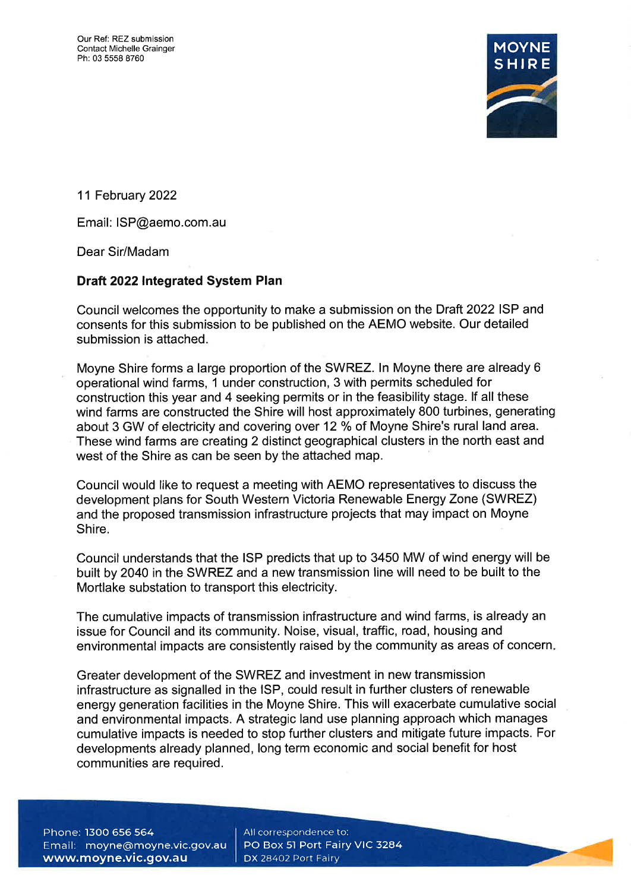Our Ref: REZ submission
Contact Michelle Grainger
Ph: 03 5558 8760

MOYNE SHIRE

11 February 2022

Email: ISP@aemo.com.au

Dear Sir/Madam

**Draft 2022 Integrated System Plan**

Council welcomes the opportunity to make a submission on the Draft 2022 ISP and consents for this submission to be published on the AEMO website. Our detailed submission is attached.

Moyne Shire forms a large proportion of the SWREZ. In Moyne there are already 6 operational wind farms, 1 under construction, 3 with permits scheduled for construction this year and 4 seeking permits or in the feasibility stage. If all these wind farms are constructed the Shire will host approximately 800 turbines, generating about 3 GW of electricity and covering over 12 % of Moyne Shire's rural land area. These wind farms are creating 2 distinct geographical clusters in the north east and west of the Shire as can be seen by the attached map.

Council would like to request a meeting with AEMO representatives to discuss the development plans for South Western Victoria Renewable Energy Zone (SWREZ) and the proposed transmission infrastructure projects that may impact on Moyne Shire.

Council understands that the ISP predicts that up to 3450 MW of wind energy will be built by 2040 in the SWREZ and a new transmission line will need to be built to the Mortlake substation to transport this electricity.

The cumulative impacts of transmission infrastructure and wind farms, is already an issue for Council and its community. Noise, visual, traffic, road, housing and environmental impacts are consistently raised by the community as areas of concern.

Greater development of the SWREZ and investment in new transmission infrastructure as signalled in the ISP, could result in further clusters of renewable energy generation facilities in the Moyne Shire. This will exacerbate cumulative social and environmental impacts. A strategic land use planning approach which manages cumulative impacts is needed to stop further clusters and mitigate future impacts. For developments already planned, long term economic and social benefit for host communities are required.

Phone: 1300 656 564
Email: moyne@moyne.vic.gov.au
www.moyne.vic.gov.au

All correspondence to:
PO Box 51 Port Fairy VIC 3284
DX 28402 Port Fairy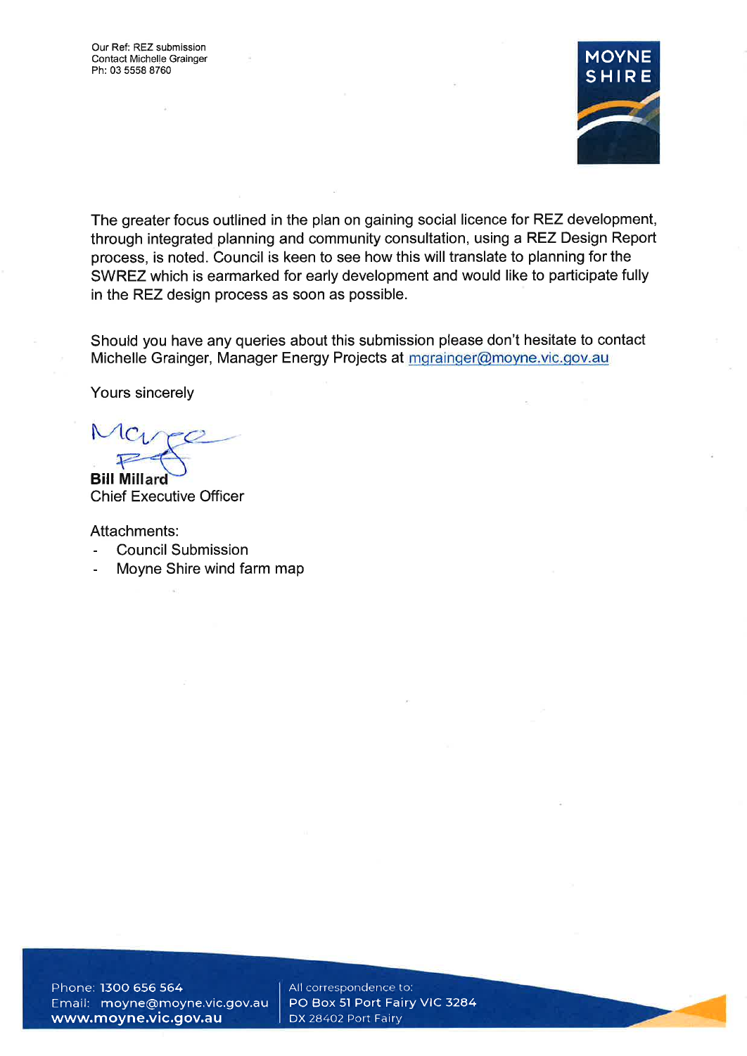Our Ref: REZ submission
Contact Michelle Grainger
Ph: 03 5558 8760

The greater focus outlined in the plan on gaining social licence for REZ development, through integrated planning and community consultation, using a REZ Design Report process, is noted. Council is keen to see how this will translate to planning for the SWREZ which is earmarked for early development and would like to participate fully in the REZ design process as soon as possible.

Should you have any queries about this submission please don't hesitate to contact Michelle Grainger, Manager Energy Projects at mgrainger@moyne.vic.gov.au

Yours sincerely

**Bill Millard**
Chief Executive Officer

Attachments:

- Council Submission
- Moyne Shire wind farm map

Phone: 1300 656 564
Email: moyne@moyne.vic.gov.au
www.moyne.vic.gov.au

All correspondence to:
PO Box 51 Port Fairy VIC 3284
DX 28402 Port Fairy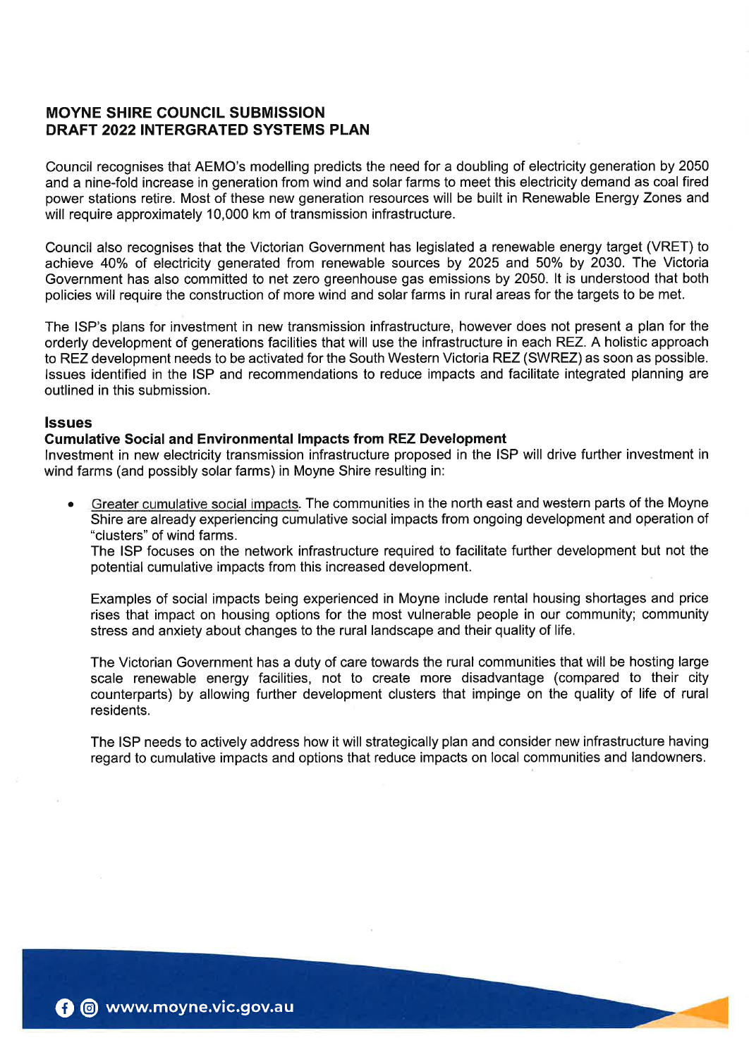# MOYNE SHIRE COUNCIL SUBMISSION
# DRAFT 2022 INTERGRATED SYSTEMS PLAN

Council recognises that AEMO's modelling predicts the need for a doubling of electricity generation by 2050 and a nine-fold increase in generation from wind and solar farms to meet this electricity demand as coal fired power stations retire. Most of these new generation resources will be built in Renewable Energy Zones and will require approximately 10,000 km of transmission infrastructure.

Council also recognises that the Victorian Government has legislated a renewable energy target (VRET) to achieve 40% of electricity generated from renewable sources by 2025 and 50% by 2030. The Victoria Government has also committed to net zero greenhouse gas emissions by 2050. It is understood that both policies will require the construction of more wind and solar farms in rural areas for the targets to be met.

The ISP's plans for investment in new transmission infrastructure, however does not present a plan for the orderly development of generations facilities that will use the infrastructure in each REZ. A holistic approach to REZ development needs to be activated for the South Western Victoria REZ (SWREZ) as soon as possible. Issues identified in the ISP and recommendations to reduce impacts and facilitate integrated planning are outlined in this submission.

## Issues

### Cumulative Social and Environmental Impacts from REZ Development

Investment in new electricity transmission infrastructure proposed in the ISP will drive further investment in wind farms (and possibly solar farms) in Moyne Shire resulting in:

- Greater cumulative social impacts. The communities in the north east and western parts of the Moyne Shire are already experiencing cumulative social impacts from ongoing development and operation of "clusters" of wind farms.
  The ISP focuses on the network infrastructure required to facilitate further development but not the potential cumulative impacts from this increased development.

  Examples of social impacts being experienced in Moyne include rental housing shortages and price rises that impact on housing options for the most vulnerable people in our community; community stress and anxiety about changes to the rural landscape and their quality of life.

  The Victorian Government has a duty of care towards the rural communities that will be hosting large scale renewable energy facilities, not to create more disadvantage (compared to their city counterparts) by allowing further development clusters that impinge on the quality of life of rural residents.

  The ISP needs to actively address how it will strategically plan and consider new infrastructure having regard to cumulative impacts and options that reduce impacts on local communities and landowners.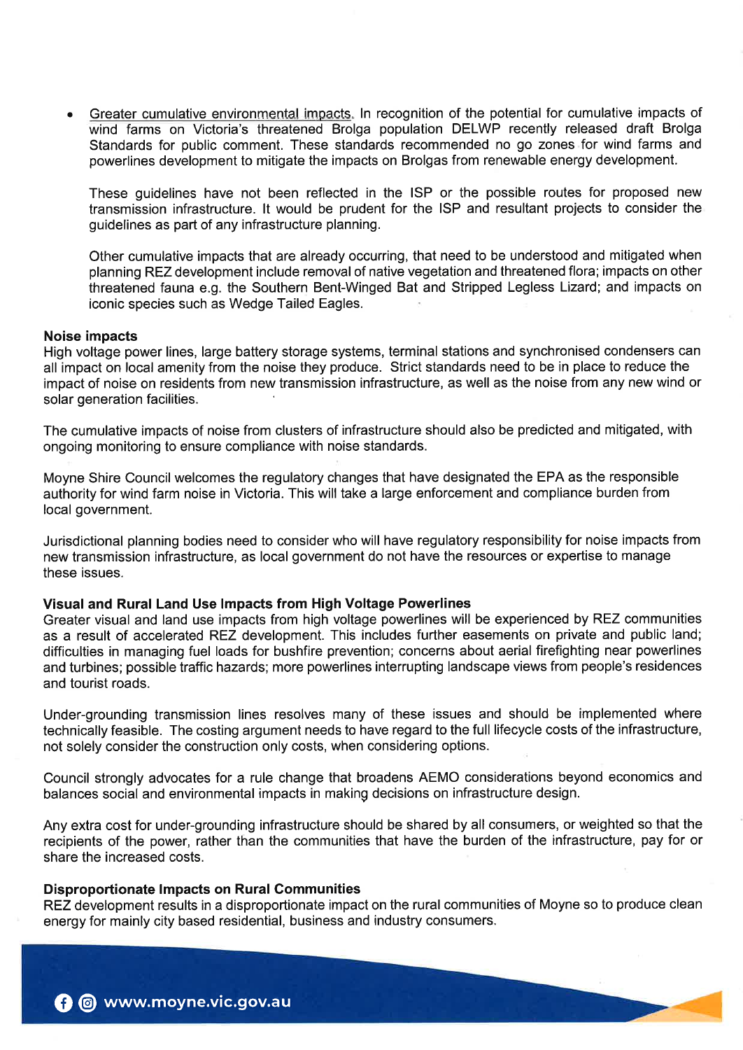- Greater cumulative environmental impacts. In recognition of the potential for cumulative impacts of wind farms on Victoria's threatened Brolga population DELWP recently released draft Brolga Standards for public comment. These standards recommended no go zones for wind farms and powerlines development to mitigate the impacts on Brolgas from renewable energy development.

  These guidelines have not been reflected in the ISP or the possible routes for proposed new transmission infrastructure. It would be prudent for the ISP and resultant projects to consider the guidelines as part of any infrastructure planning.

  Other cumulative impacts that are already occurring, that need to be understood and mitigated when planning REZ development include removal of native vegetation and threatened flora; impacts on other threatened fauna e.g. the Southern Bent-Winged Bat and Stripped Legless Lizard; and impacts on iconic species such as Wedge Tailed Eagles.

**Noise impacts**

High voltage power lines, large battery storage systems, terminal stations and synchronised condensers can all impact on local amenity from the noise they produce. Strict standards need to be in place to reduce the impact of noise on residents from new transmission infrastructure, as well as the noise from any new wind or solar generation facilities.

The cumulative impacts of noise from clusters of infrastructure should also be predicted and mitigated, with ongoing monitoring to ensure compliance with noise standards.

Moyne Shire Council welcomes the regulatory changes that have designated the EPA as the responsible authority for wind farm noise in Victoria. This will take a large enforcement and compliance burden from local government.

Jurisdictional planning bodies need to consider who will have regulatory responsibility for noise impacts from new transmission infrastructure, as local government do not have the resources or expertise to manage these issues.

**Visual and Rural Land Use Impacts from High Voltage Powerlines**

Greater visual and land use impacts from high voltage powerlines will be experienced by REZ communities as a result of accelerated REZ development. This includes further easements on private and public land; difficulties in managing fuel loads for bushfire prevention; concerns about aerial firefighting near powerlines and turbines; possible traffic hazards; more powerlines interrupting landscape views from people's residences and tourist roads.

Under-grounding transmission lines resolves many of these issues and should be implemented where technically feasible. The costing argument needs to have regard to the full lifecycle costs of the infrastructure, not solely consider the construction only costs, when considering options.

Council strongly advocates for a rule change that broadens AEMO considerations beyond economics and balances social and environmental impacts in making decisions on infrastructure design.

Any extra cost for under-grounding infrastructure should be shared by all consumers, or weighted so that the recipients of the power, rather than the communities that have the burden of the infrastructure, pay for or share the increased costs.

**Disproportionate Impacts on Rural Communities**

REZ development results in a disproportionate impact on the rural communities of Moyne so to produce clean energy for mainly city based residential, business and industry consumers.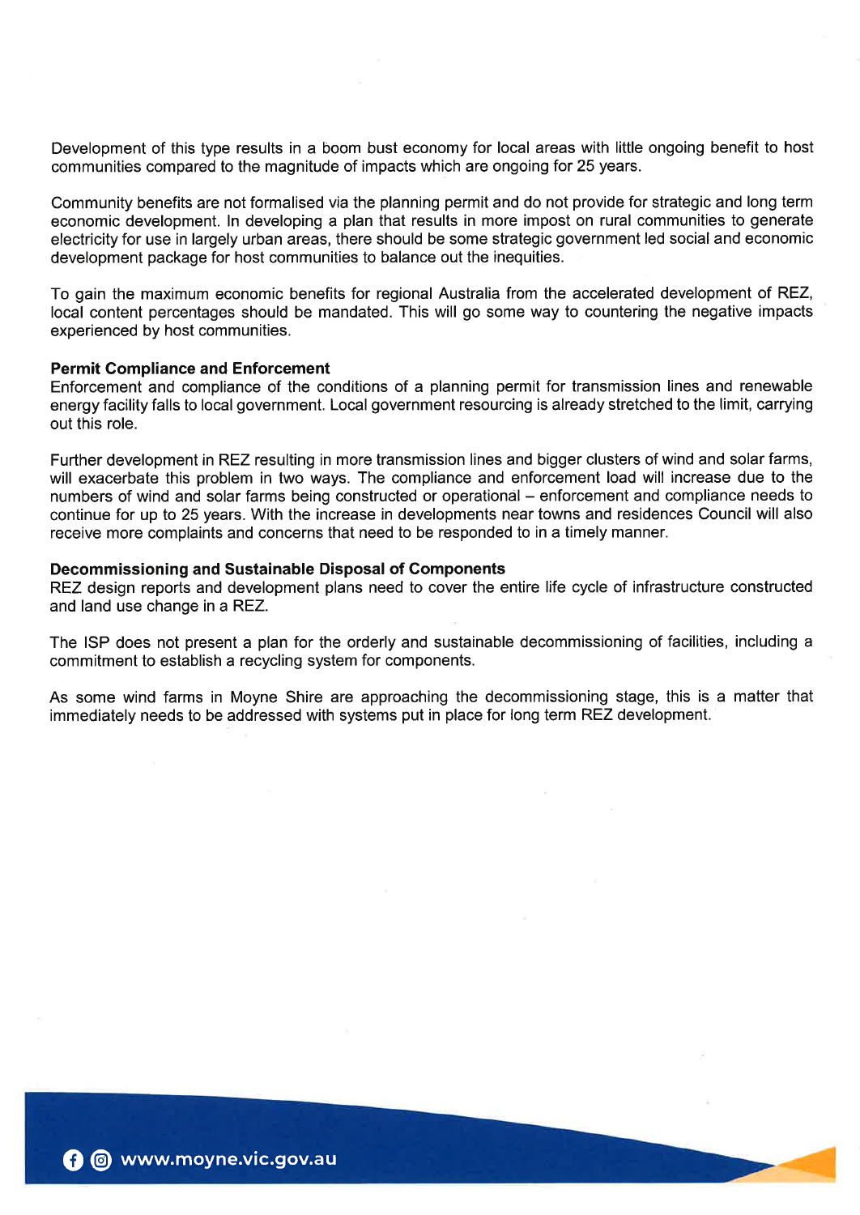Development of this type results in a boom bust economy for local areas with little ongoing benefit to host communities compared to the magnitude of impacts which are ongoing for 25 years.

Community benefits are not formalised via the planning permit and do not provide for strategic and long term economic development. In developing a plan that results in more impost on rural communities to generate electricity for use in largely urban areas, there should be some strategic government led social and economic development package for host communities to balance out the inequities.

To gain the maximum economic benefits for regional Australia from the accelerated development of REZ, local content percentages should be mandated. This will go some way to countering the negative impacts experienced by host communities.

**Permit Compliance and Enforcement**

Enforcement and compliance of the conditions of a planning permit for transmission lines and renewable energy facility falls to local government. Local government resourcing is already stretched to the limit, carrying out this role.

Further development in REZ resulting in more transmission lines and bigger clusters of wind and solar farms, will exacerbate this problem in two ways. The compliance and enforcement load will increase due to the numbers of wind and solar farms being constructed or operational – enforcement and compliance needs to continue for up to 25 years. With the increase in developments near towns and residences Council will also receive more complaints and concerns that need to be responded to in a timely manner.

**Decommissioning and Sustainable Disposal of Components**

REZ design reports and development plans need to cover the entire life cycle of infrastructure constructed and land use change in a REZ.

The ISP does not present a plan for the orderly and sustainable decommissioning of facilities, including a commitment to establish a recycling system for components.

As some wind farms in Moyne Shire are approaching the decommissioning stage, this is a matter that immediately needs to be addressed with systems put in place for long term REZ development.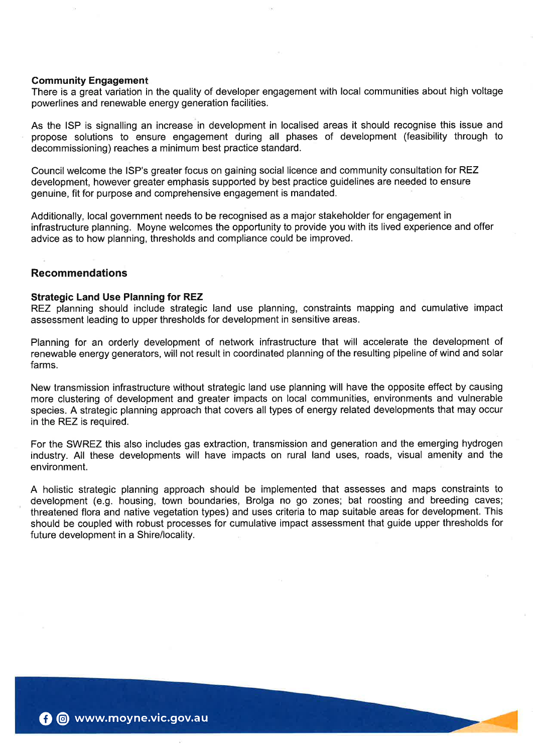**Community Engagement**

There is a great variation in the quality of developer engagement with local communities about high voltage powerlines and renewable energy generation facilities.

As the ISP is signalling an increase in development in localised areas it should recognise this issue and propose solutions to ensure engagement during all phases of development (feasibility through to decommissioning) reaches a minimum best practice standard.

Council welcome the ISP's greater focus on gaining social licence and community consultation for REZ development, however greater emphasis supported by best practice guidelines are needed to ensure genuine, fit for purpose and comprehensive engagement is mandated.

Additionally, local government needs to be recognised as a major stakeholder for engagement in infrastructure planning. Moyne welcomes the opportunity to provide you with its lived experience and offer advice as to how planning, thresholds and compliance could be improved.

## Recommendations

**Strategic Land Use Planning for REZ**

REZ planning should include strategic land use planning, constraints mapping and cumulative impact assessment leading to upper thresholds for development in sensitive areas.

Planning for an orderly development of network infrastructure that will accelerate the development of renewable energy generators, will not result in coordinated planning of the resulting pipeline of wind and solar farms.

New transmission infrastructure without strategic land use planning will have the opposite effect by causing more clustering of development and greater impacts on local communities, environments and vulnerable species. A strategic planning approach that covers all types of energy related developments that may occur in the REZ is required.

For the SWREZ this also includes gas extraction, transmission and generation and the emerging hydrogen industry. All these developments will have impacts on rural land uses, roads, visual amenity and the environment.

A holistic strategic planning approach should be implemented that assesses and maps constraints to development (e.g. housing, town boundaries, Brolga no go zones; bat roosting and breeding caves; threatened flora and native vegetation types) and uses criteria to map suitable areas for development. This should be coupled with robust processes for cumulative impact assessment that guide upper thresholds for future development in a Shire/locality.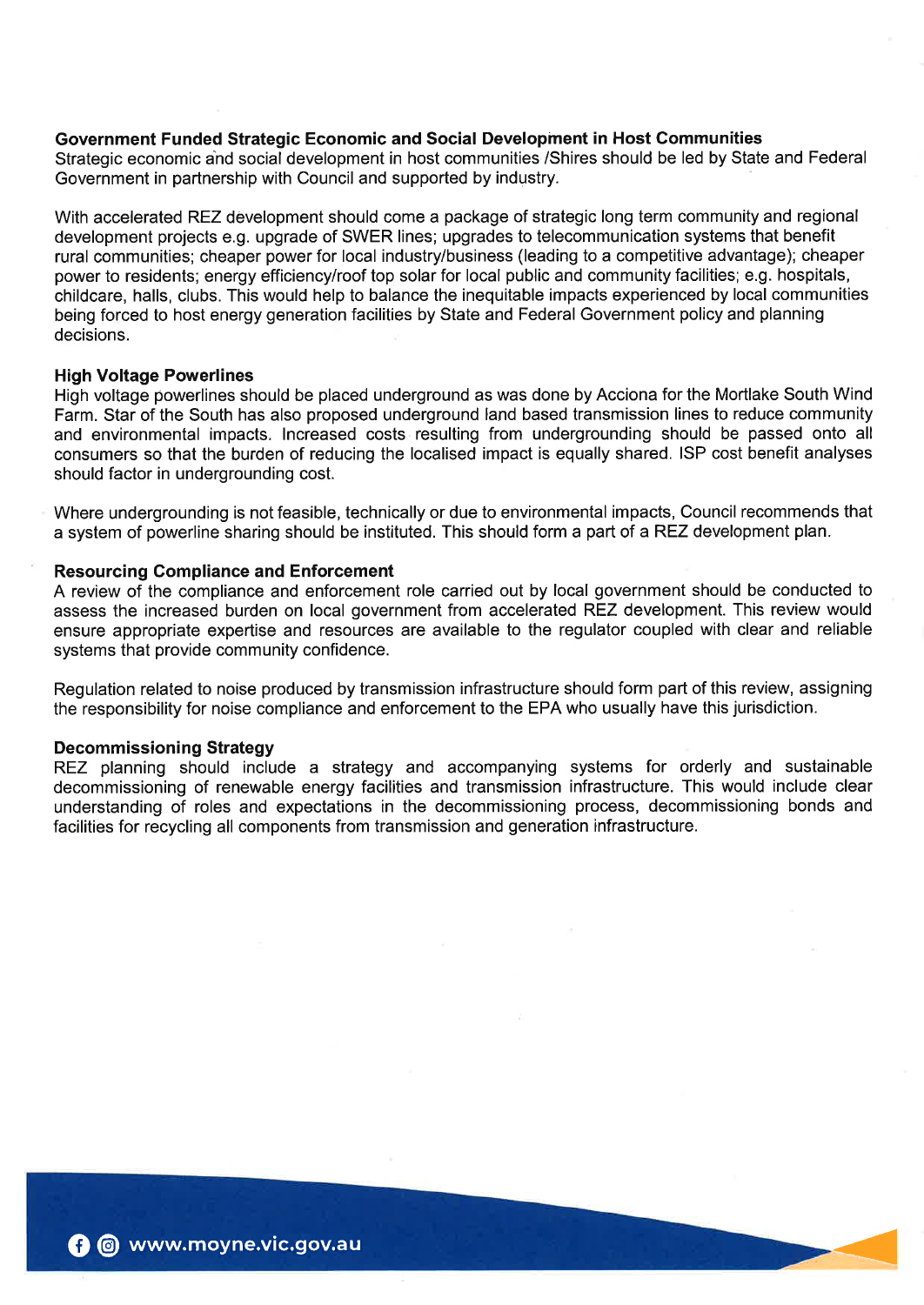**Government Funded Strategic Economic and Social Development in Host Communities**

Strategic economic and social development in host communities /Shires should be led by State and Federal Government in partnership with Council and supported by industry.

With accelerated REZ development should come a package of strategic long term community and regional development projects e.g. upgrade of SWER lines; upgrades to telecommunication systems that benefit rural communities; cheaper power for local industry/business (leading to a competitive advantage); cheaper power to residents; energy efficiency/roof top solar for local public and community facilities; e.g. hospitals, childcare, halls, clubs. This would help to balance the inequitable impacts experienced by local communities being forced to host energy generation facilities by State and Federal Government policy and planning decisions.

**High Voltage Powerlines**

High voltage powerlines should be placed underground as was done by Acciona for the Mortlake South Wind Farm. Star of the South has also proposed underground land based transmission lines to reduce community and environmental impacts. Increased costs resulting from undergrounding should be passed onto all consumers so that the burden of reducing the localised impact is equally shared. ISP cost benefit analyses should factor in undergrounding cost.

Where undergrounding is not feasible, technically or due to environmental impacts, Council recommends that a system of powerline sharing should be instituted. This should form a part of a REZ development plan.

**Resourcing Compliance and Enforcement**

A review of the compliance and enforcement role carried out by local government should be conducted to assess the increased burden on local government from accelerated REZ development. This review would ensure appropriate expertise and resources are available to the regulator coupled with clear and reliable systems that provide community confidence.

Regulation related to noise produced by transmission infrastructure should form part of this review, assigning the responsibility for noise compliance and enforcement to the EPA who usually have this jurisdiction.

**Decommissioning Strategy**

REZ planning should include a strategy and accompanying systems for orderly and sustainable decommissioning of renewable energy facilities and transmission infrastructure. This would include clear understanding of roles and expectations in the decommissioning process, decommissioning bonds and facilities for recycling all components from transmission and generation infrastructure.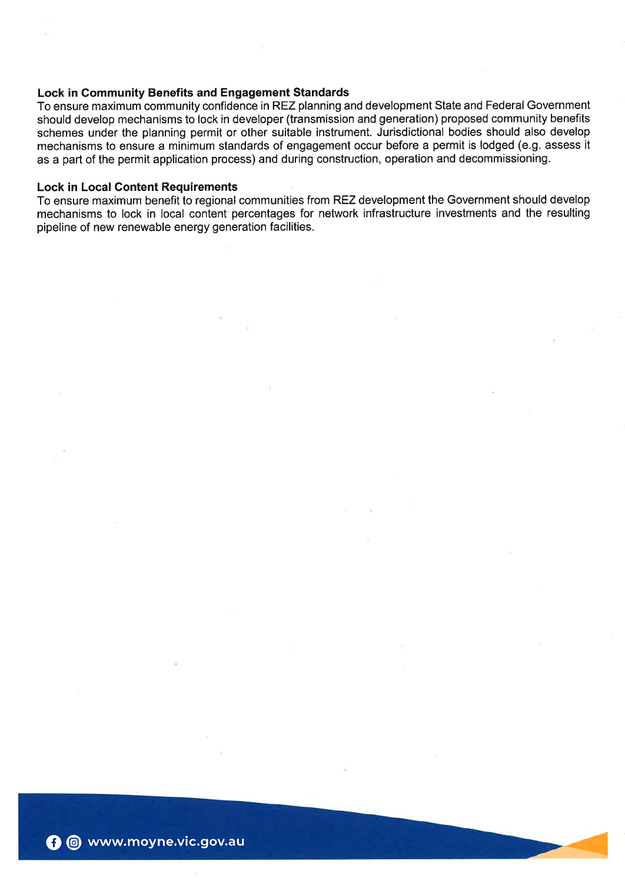**Lock in Community Benefits and Engagement Standards**

To ensure maximum community confidence in REZ planning and development State and Federal Government should develop mechanisms to lock in developer (transmission and generation) proposed community benefits schemes under the planning permit or other suitable instrument. Jurisdictional bodies should also develop mechanisms to ensure a minimum standards of engagement occur before a permit is lodged (e.g. assess it as a part of the permit application process) and during construction, operation and decommissioning.

**Lock in Local Content Requirements**

To ensure maximum benefit to regional communities from REZ development the Government should develop mechanisms to lock in local content percentages for network infrastructure investments and the resulting pipeline of new renewable energy generation facilities.